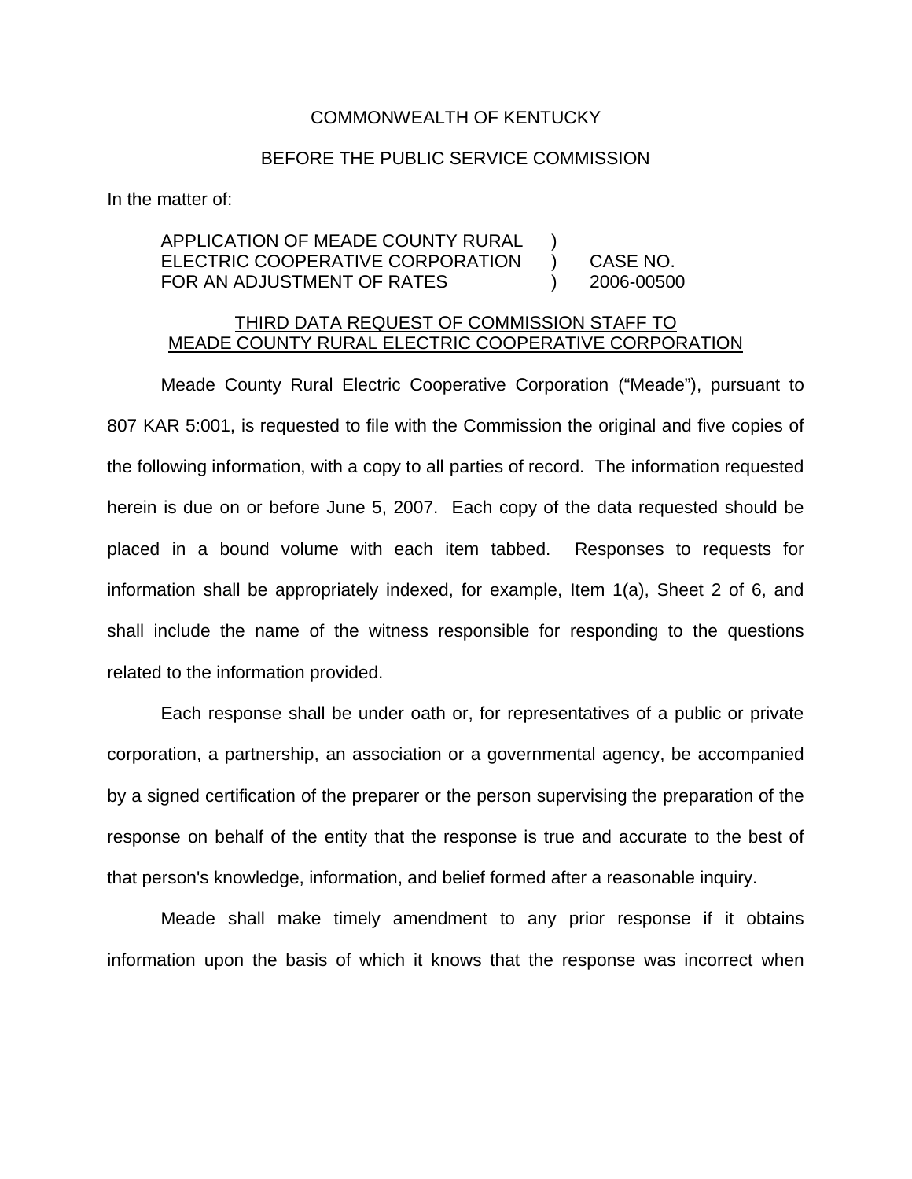COMMONWEALTH OF KENTUCKY

BEFORE THE PUBLIC SERVICE COMMISSION

In the matter of:

| | | |
|---|---|---|
| APPLICATION OF MEADE COUNTY RURAL ELECTRIC COOPERATIVE CORPORATION FOR AN ADJUSTMENT OF RATES | ) ) ) | CASE NO. 2006-00500 |

THIRD DATA REQUEST OF COMMISSION STAFF TO MEADE COUNTY RURAL ELECTRIC COOPERATIVE CORPORATION

Meade County Rural Electric Cooperative Corporation ("Meade"), pursuant to 807 KAR 5:001, is requested to file with the Commission the original and five copies of the following information, with a copy to all parties of record. The information requested herein is due on or before June 5, 2007. Each copy of the data requested should be placed in a bound volume with each item tabbed. Responses to requests for information shall be appropriately indexed, for example, Item 1(a), Sheet 2 of 6, and shall include the name of the witness responsible for responding to the questions related to the information provided.

Each response shall be under oath or, for representatives of a public or private corporation, a partnership, an association or a governmental agency, be accompanied by a signed certification of the preparer or the person supervising the preparation of the response on behalf of the entity that the response is true and accurate to the best of that person's knowledge, information, and belief formed after a reasonable inquiry.

Meade shall make timely amendment to any prior response if it obtains information upon the basis of which it knows that the response was incorrect when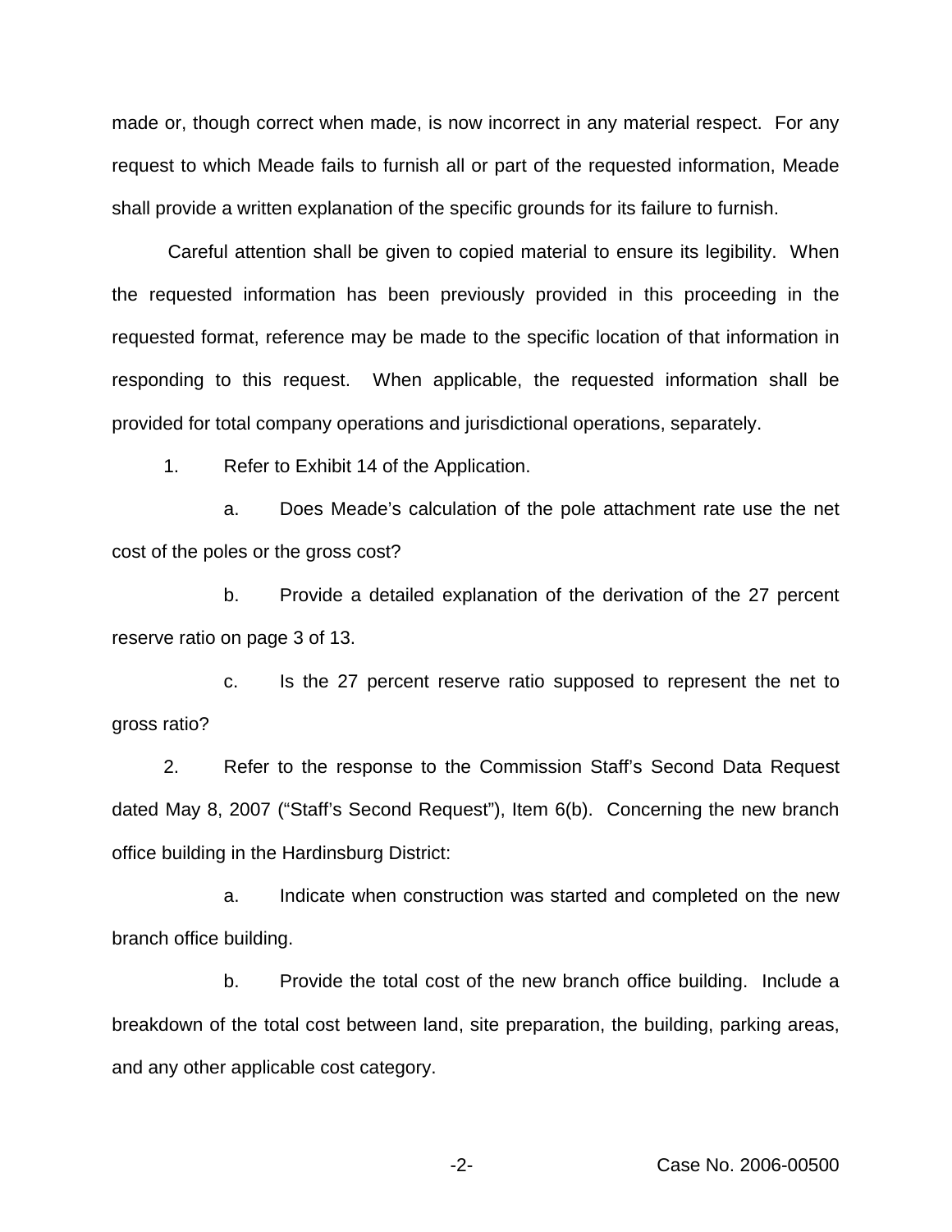made or, though correct when made, is now incorrect in any material respect. For any request to which Meade fails to furnish all or part of the requested information, Meade shall provide a written explanation of the specific grounds for its failure to furnish.

Careful attention shall be given to copied material to ensure its legibility. When the requested information has been previously provided in this proceeding in the requested format, reference may be made to the specific location of that information in responding to this request. When applicable, the requested information shall be provided for total company operations and jurisdictional operations, separately.

1. Refer to Exhibit 14 of the Application.

   a. Does Meade's calculation of the pole attachment rate use the net cost of the poles or the gross cost?

   b. Provide a detailed explanation of the derivation of the 27 percent reserve ratio on page 3 of 13.

   c. Is the 27 percent reserve ratio supposed to represent the net to gross ratio?

2. Refer to the response to the Commission Staff's Second Data Request dated May 8, 2007 ("Staff's Second Request"), Item 6(b). Concerning the new branch office building in the Hardinsburg District:

   a. Indicate when construction was started and completed on the new branch office building.

   b. Provide the total cost of the new branch office building. Include a breakdown of the total cost between land, site preparation, the building, parking areas, and any other applicable cost category.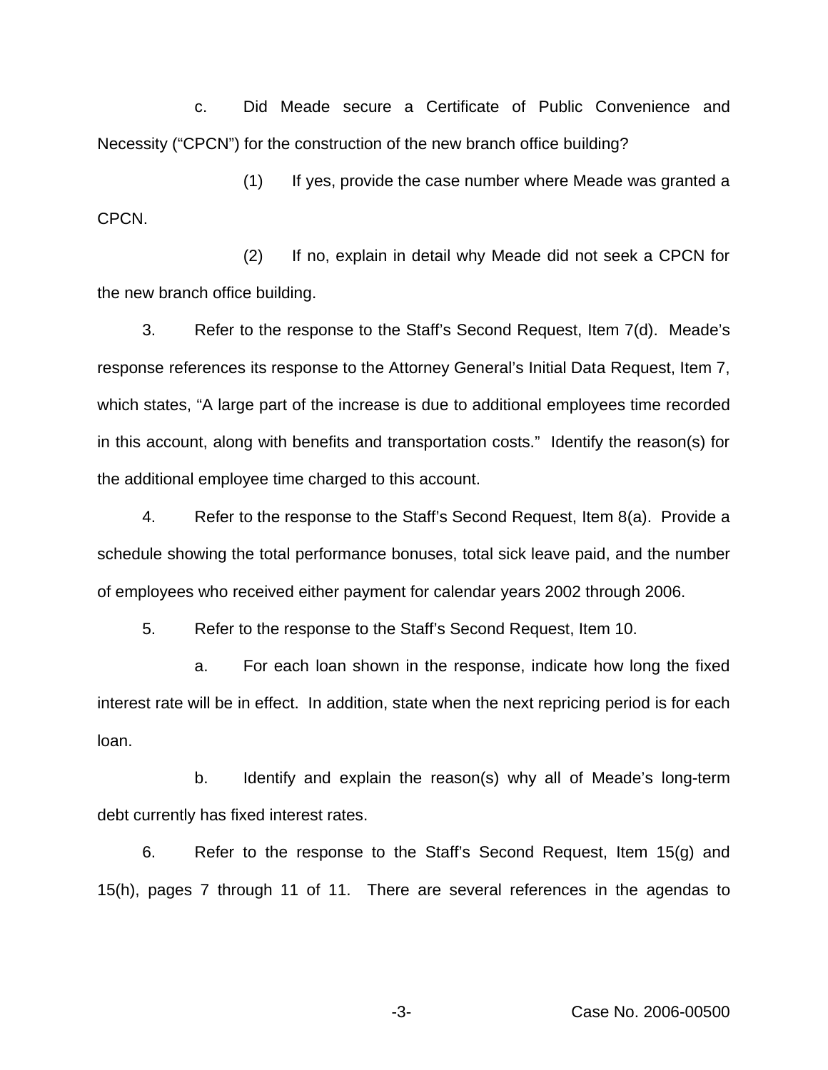c. Did Meade secure a Certificate of Public Convenience and Necessity ("CPCN") for the construction of the new branch office building?

(1) If yes, provide the case number where Meade was granted a CPCN.

(2) If no, explain in detail why Meade did not seek a CPCN for the new branch office building.

3. Refer to the response to the Staff's Second Request, Item 7(d). Meade's response references its response to the Attorney General's Initial Data Request, Item 7, which states, "A large part of the increase is due to additional employees time recorded in this account, along with benefits and transportation costs." Identify the reason(s) for the additional employee time charged to this account.

4. Refer to the response to the Staff's Second Request, Item 8(a). Provide a schedule showing the total performance bonuses, total sick leave paid, and the number of employees who received either payment for calendar years 2002 through 2006.

5. Refer to the response to the Staff's Second Request, Item 10.

a. For each loan shown in the response, indicate how long the fixed interest rate will be in effect. In addition, state when the next repricing period is for each loan.

b. Identify and explain the reason(s) why all of Meade's long-term debt currently has fixed interest rates.

6. Refer to the response to the Staff's Second Request, Item 15(g) and 15(h), pages 7 through 11 of 11. There are several references in the agendas to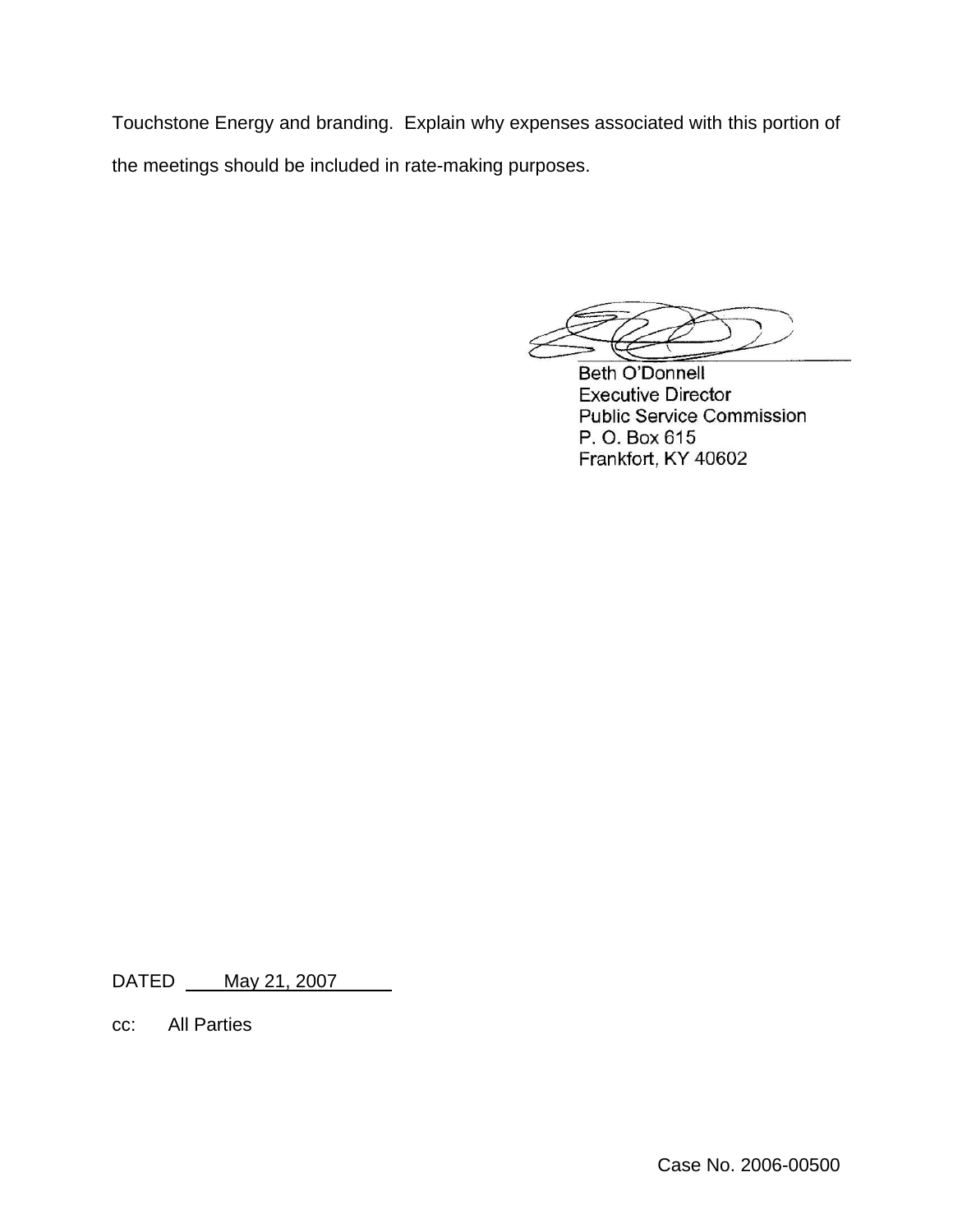Touchstone Energy and branding. Explain why expenses associated with this portion of the meetings should be included in rate-making purposes.

Beth O'Donnell
Executive Director
Public Service Commission
P. O. Box 615
Frankfort, KY 40602

DATED May 21, 2007

cc: All Parties

Case No. 2006-00500